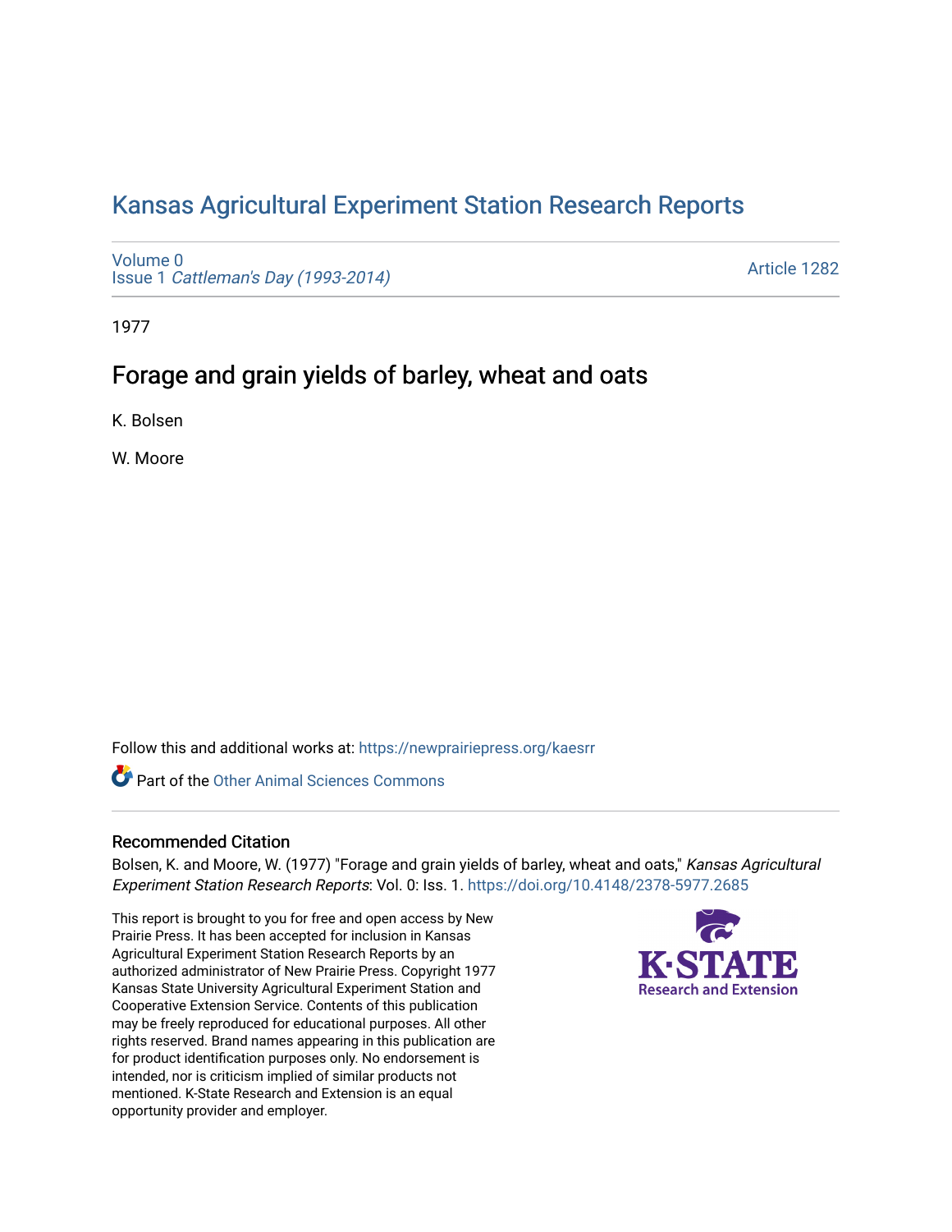# Kansas Agricultural Experiment Station Research Reports

Volume 0
Issue 1 *Cattleman's Day (1993-2014)*

Article 1282

1977

## Forage and grain yields of barley, wheat and oats

K. Bolsen

W. Moore

Follow this and additional works at: https://newprairiepress.org/kaesrr

Part of the Other Animal Sciences Commons

### Recommended Citation

Bolsen, K. and Moore, W. (1977) "Forage and grain yields of barley, wheat and oats," *Kansas Agricultural Experiment Station Research Reports*: Vol. 0: Iss. 1. https://doi.org/10.4148/2378-5977.2685

This report is brought to you for free and open access by New Prairie Press. It has been accepted for inclusion in Kansas Agricultural Experiment Station Research Reports by an authorized administrator of New Prairie Press. Copyright 1977 Kansas State University Agricultural Experiment Station and Cooperative Extension Service. Contents of this publication may be freely reproduced for educational purposes. All other rights reserved. Brand names appearing in this publication are for product identification purposes only. No endorsement is intended, nor is criticism implied of similar products not mentioned. K-State Research and Extension is an equal opportunity provider and employer.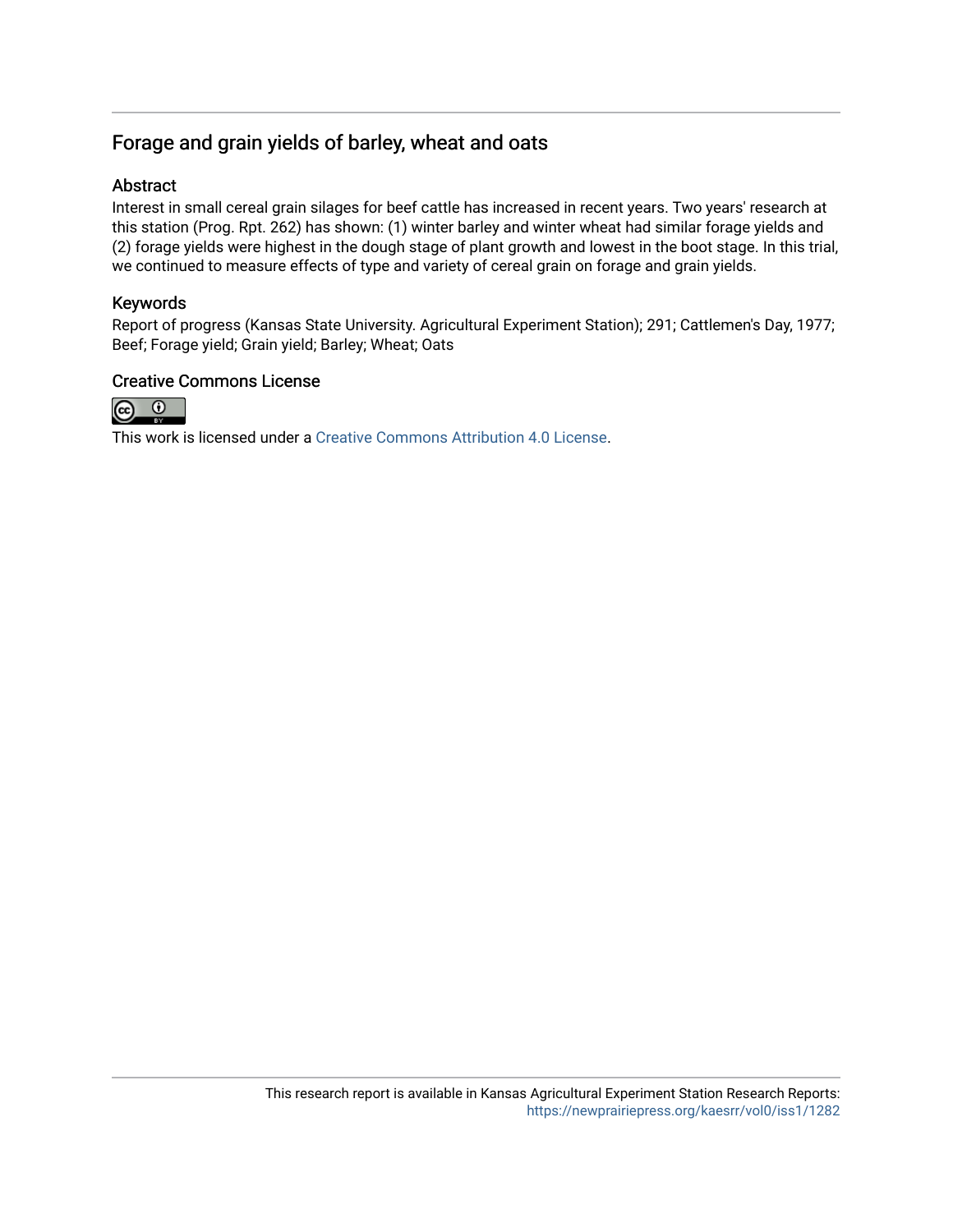## Forage and grain yields of barley, wheat and oats

### Abstract

Interest in small cereal grain silages for beef cattle has increased in recent years. Two years' research at this station (Prog. Rpt. 262) has shown: (1) winter barley and winter wheat had similar forage yields and (2) forage yields were highest in the dough stage of plant growth and lowest in the boot stage. In this trial, we continued to measure effects of type and variety of cereal grain on forage and grain yields.

### Keywords

Report of progress (Kansas State University. Agricultural Experiment Station); 291; Cattlemen's Day, 1977; Beef; Forage yield; Grain yield; Barley; Wheat; Oats

### Creative Commons License

This work is licensed under a Creative Commons Attribution 4.0 License.

This research report is available in Kansas Agricultural Experiment Station Research Reports: https://newprairiepress.org/kaesrr/vol0/iss1/1282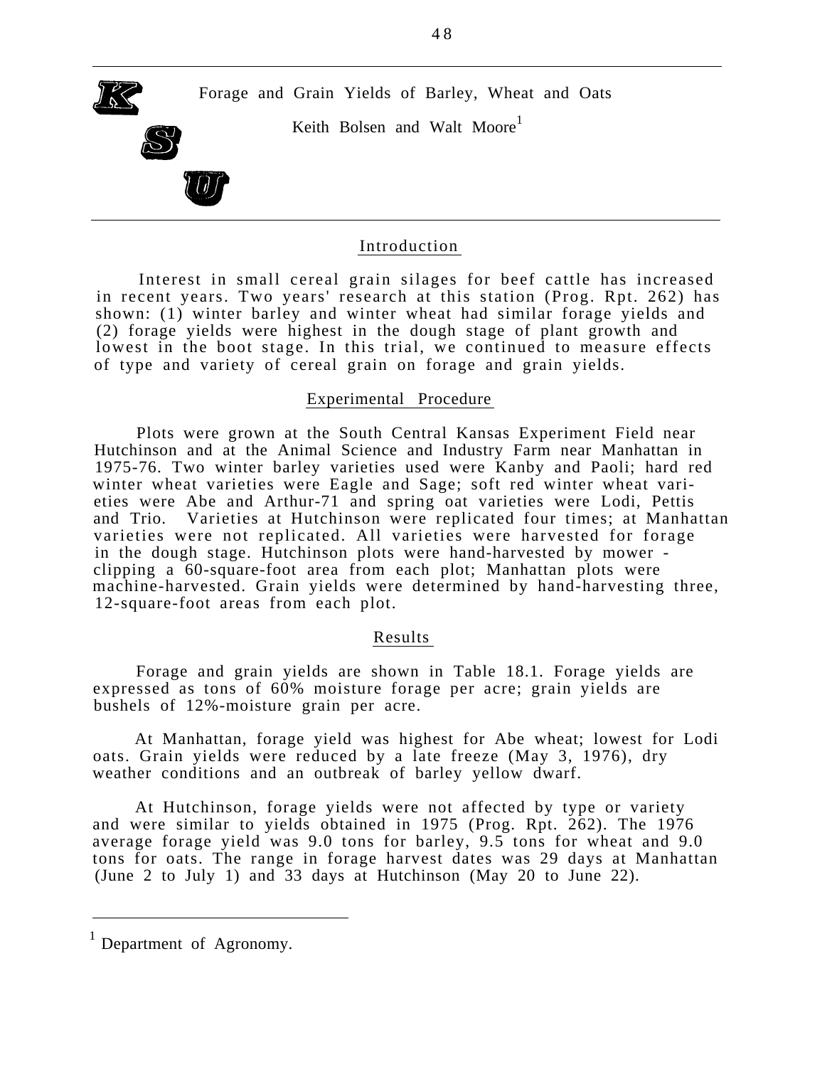# Forage and Grain Yields of Barley, Wheat and Oats

Keith Bolsen and Walt Moore[1]

## Introduction

Interest in small cereal grain silages for beef cattle has increased in recent years. Two years' research at this station (Prog. Rpt. 262) has shown: (1) winter barley and winter wheat had similar forage yields and (2) forage yields were highest in the dough stage of plant growth and lowest in the boot stage. In this trial, we continued to measure effects of type and variety of cereal grain on forage and grain yields.

## Experimental Procedure

Plots were grown at the South Central Kansas Experiment Field near Hutchinson and at the Animal Science and Industry Farm near Manhattan in 1975-76. Two winter barley varieties used were Kanby and Paoli; hard red winter wheat varieties were Eagle and Sage; soft red winter wheat varieties were Abe and Arthur-71 and spring oat varieties were Lodi, Pettis and Trio. Varieties at Hutchinson were replicated four times; at Manhattan varieties were not replicated. All varieties were harvested for forage in the dough stage. Hutchinson plots were hand-harvested by mower - clipping a 60-square-foot area from each plot; Manhattan plots were machine-harvested. Grain yields were determined by hand-harvesting three, 12-square-foot areas from each plot.

## Results

Forage and grain yields are shown in Table 18.1. Forage yields are expressed as tons of 60% moisture forage per acre; grain yields are bushels of 12%-moisture grain per acre.

At Manhattan, forage yield was highest for Abe wheat; lowest for Lodi oats. Grain yields were reduced by a late freeze (May 3, 1976), dry weather conditions and an outbreak of barley yellow dwarf.

At Hutchinson, forage yields were not affected by type or variety and were similar to yields obtained in 1975 (Prog. Rpt. 262). The 1976 average forage yield was 9.0 tons for barley, 9.5 tons for wheat and 9.0 tons for oats. The range in forage harvest dates was 29 days at Manhattan (June 2 to July 1) and 33 days at Hutchinson (May 20 to June 22).

[1] Department of Agronomy.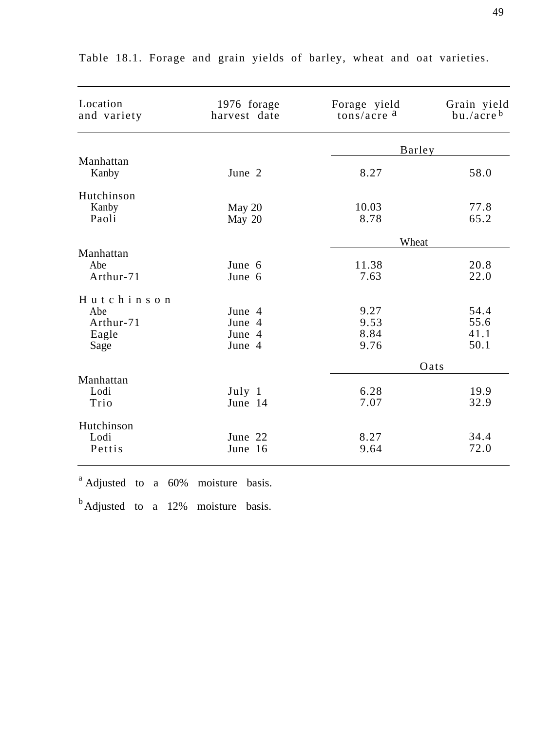Table 18.1. Forage and grain yields of barley, wheat and oat varieties.

| Location and variety | 1976 forage harvest date | Forage yield tons/acre [a] | Grain yield bu./acre [b] |
|---|---|---|---|
| | | Barley | |
| Manhattan | | | |
| Kanby | June 2 | 8.27 | 58.0 |
| Hutchinson | | | |
| Kanby | May 20 | 10.03 | 77.8 |
| Paoli | May 20 | 8.78 | 65.2 |
| | | Wheat | |
| Manhattan | | | |
| Abe | June 6 | 11.38 | 20.8 |
| Arthur-71 | June 6 | 7.63 | 22.0 |
| Hutchinson | | | |
| Abe | June 4 | 9.27 | 54.4 |
| Arthur-71 | June 4 | 9.53 | 55.6 |
| Eagle | June 4 | 8.84 | 41.1 |
| Sage | June 4 | 9.76 | 50.1 |
| | | Oats | |
| Manhattan | | | |
| Lodi | July 1 | 6.28 | 19.9 |
| Trio | June 14 | 7.07 | 32.9 |
| Hutchinson | | | |
| Lodi | June 22 | 8.27 | 34.4 |
| Pettis | June 16 | 9.64 | 72.0 |

[a] Adjusted to a 60% moisture basis.

[b] Adjusted to a 12% moisture basis.